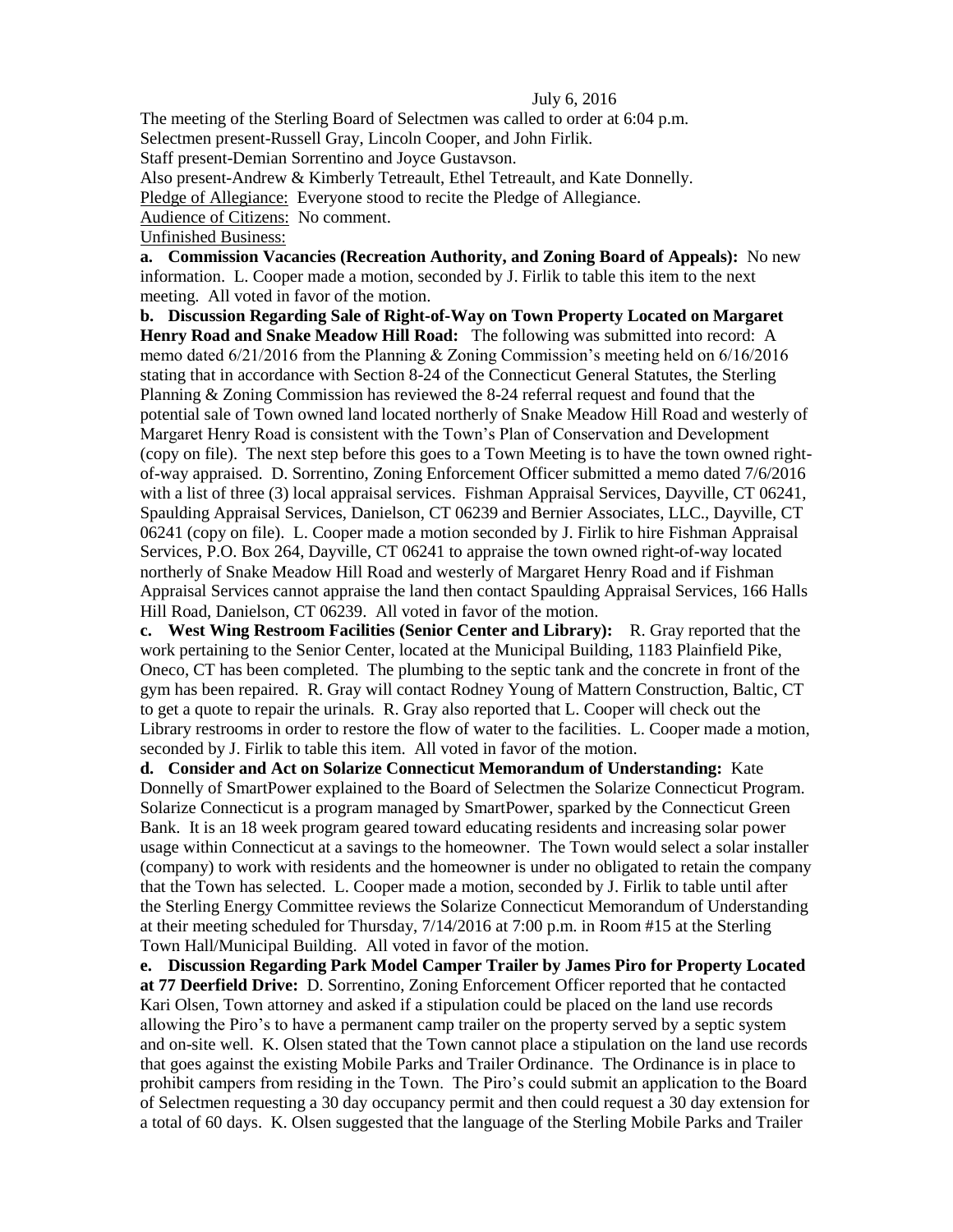July 6, 2016

The meeting of the Sterling Board of Selectmen was called to order at 6:04 p.m.
Selectmen present-Russell Gray, Lincoln Cooper, and John Firlik.
Staff present-Demian Sorrentino and Joyce Gustavson.
Also present-Andrew & Kimberly Tetreault, Ethel Tetreault, and Kate Donnelly.
Pledge of Allegiance: Everyone stood to recite the Pledge of Allegiance.
Audience of Citizens: No comment.
Unfinished Business:

**a. Commission Vacancies (Recreation Authority, and Zoning Board of Appeals):** No new information. L. Cooper made a motion, seconded by J. Firlik to table this item to the next meeting. All voted in favor of the motion.

**b. Discussion Regarding Sale of Right-of-Way on Town Property Located on Margaret Henry Road and Snake Meadow Hill Road:** The following was submitted into record: A memo dated 6/21/2016 from the Planning & Zoning Commission's meeting held on 6/16/2016 stating that in accordance with Section 8-24 of the Connecticut General Statutes, the Sterling Planning & Zoning Commission has reviewed the 8-24 referral request and found that the potential sale of Town owned land located northerly of Snake Meadow Hill Road and westerly of Margaret Henry Road is consistent with the Town's Plan of Conservation and Development (copy on file). The next step before this goes to a Town Meeting is to have the town owned right-of-way appraised. D. Sorrentino, Zoning Enforcement Officer submitted a memo dated 7/6/2016 with a list of three (3) local appraisal services. Fishman Appraisal Services, Dayville, CT 06241, Spaulding Appraisal Services, Danielson, CT 06239 and Bernier Associates, LLC., Dayville, CT 06241 (copy on file). L. Cooper made a motion seconded by J. Firlik to hire Fishman Appraisal Services, P.O. Box 264, Dayville, CT 06241 to appraise the town owned right-of-way located northerly of Snake Meadow Hill Road and westerly of Margaret Henry Road and if Fishman Appraisal Services cannot appraise the land then contact Spaulding Appraisal Services, 166 Halls Hill Road, Danielson, CT 06239. All voted in favor of the motion.

**c. West Wing Restroom Facilities (Senior Center and Library):** R. Gray reported that the work pertaining to the Senior Center, located at the Municipal Building, 1183 Plainfield Pike, Oneco, CT has been completed. The plumbing to the septic tank and the concrete in front of the gym has been repaired. R. Gray will contact Rodney Young of Mattern Construction, Baltic, CT to get a quote to repair the urinals. R. Gray also reported that L. Cooper will check out the Library restrooms in order to restore the flow of water to the facilities. L. Cooper made a motion, seconded by J. Firlik to table this item. All voted in favor of the motion.

**d. Consider and Act on Solarize Connecticut Memorandum of Understanding:** Kate Donnelly of SmartPower explained to the Board of Selectmen the Solarize Connecticut Program. Solarize Connecticut is a program managed by SmartPower, sparked by the Connecticut Green Bank. It is an 18 week program geared toward educating residents and increasing solar power usage within Connecticut at a savings to the homeowner. The Town would select a solar installer (company) to work with residents and the homeowner is under no obligated to retain the company that the Town has selected. L. Cooper made a motion, seconded by J. Firlik to table until after the Sterling Energy Committee reviews the Solarize Connecticut Memorandum of Understanding at their meeting scheduled for Thursday, 7/14/2016 at 7:00 p.m. in Room #15 at the Sterling Town Hall/Municipal Building. All voted in favor of the motion.

**e. Discussion Regarding Park Model Camper Trailer by James Piro for Property Located at 77 Deerfield Drive:** D. Sorrentino, Zoning Enforcement Officer reported that he contacted Kari Olsen, Town attorney and asked if a stipulation could be placed on the land use records allowing the Piro's to have a permanent camp trailer on the property served by a septic system and on-site well. K. Olsen stated that the Town cannot place a stipulation on the land use records that goes against the existing Mobile Parks and Trailer Ordinance. The Ordinance is in place to prohibit campers from residing in the Town. The Piro's could submit an application to the Board of Selectmen requesting a 30 day occupancy permit and then could request a 30 day extension for a total of 60 days. K. Olsen suggested that the language of the Sterling Mobile Parks and Trailer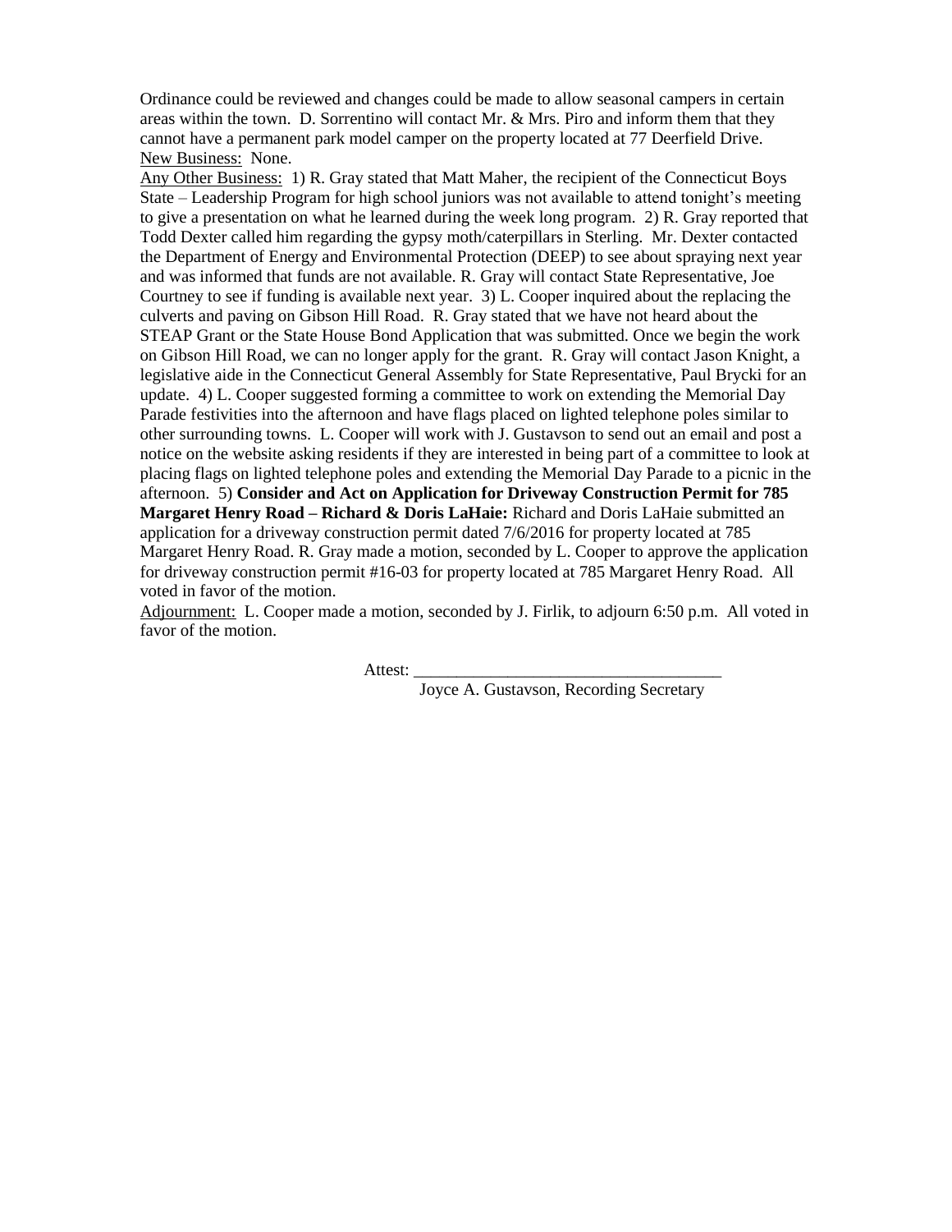Ordinance could be reviewed and changes could be made to allow seasonal campers in certain areas within the town. D. Sorrentino will contact Mr. & Mrs. Piro and inform them that they cannot have a permanent park model camper on the property located at 77 Deerfield Drive.

New Business: None.

Any Other Business: 1) R. Gray stated that Matt Maher, the recipient of the Connecticut Boys State – Leadership Program for high school juniors was not available to attend tonight's meeting to give a presentation on what he learned during the week long program. 2) R. Gray reported that Todd Dexter called him regarding the gypsy moth/caterpillars in Sterling. Mr. Dexter contacted the Department of Energy and Environmental Protection (DEEP) to see about spraying next year and was informed that funds are not available. R. Gray will contact State Representative, Joe Courtney to see if funding is available next year. 3) L. Cooper inquired about the replacing the culverts and paving on Gibson Hill Road. R. Gray stated that we have not heard about the STEAP Grant or the State House Bond Application that was submitted. Once we begin the work on Gibson Hill Road, we can no longer apply for the grant. R. Gray will contact Jason Knight, a legislative aide in the Connecticut General Assembly for State Representative, Paul Brycki for an update. 4) L. Cooper suggested forming a committee to work on extending the Memorial Day Parade festivities into the afternoon and have flags placed on lighted telephone poles similar to other surrounding towns. L. Cooper will work with J. Gustavson to send out an email and post a notice on the website asking residents if they are interested in being part of a committee to look at placing flags on lighted telephone poles and extending the Memorial Day Parade to a picnic in the afternoon. 5) **Consider and Act on Application for Driveway Construction Permit for 785 Margaret Henry Road – Richard & Doris LaHaie:** Richard and Doris LaHaie submitted an application for a driveway construction permit dated 7/6/2016 for property located at 785 Margaret Henry Road. R. Gray made a motion, seconded by L. Cooper to approve the application for driveway construction permit #16-03 for property located at 785 Margaret Henry Road. All voted in favor of the motion.

Adjournment: L. Cooper made a motion, seconded by J. Firlik, to adjourn 6:50 p.m. All voted in favor of the motion.

Attest: ___________________________________

Joyce A. Gustavson, Recording Secretary